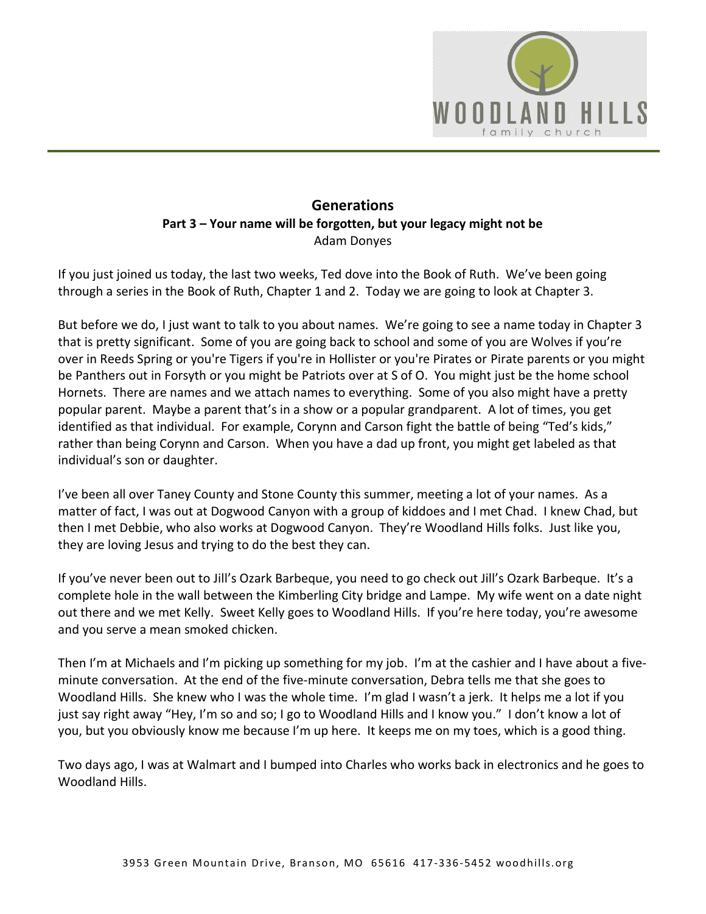# Generations

**Part 3 – Your name will be forgotten, but your legacy might not be**

Adam Donyes

If you just joined us today, the last two weeks, Ted dove into the Book of Ruth. We've been going through a series in the Book of Ruth, Chapter 1 and 2. Today we are going to look at Chapter 3.

But before we do, I just want to talk to you about names. We're going to see a name today in Chapter 3 that is pretty significant. Some of you are going back to school and some of you are Wolves if you're over in Reeds Spring or you're Tigers if you're in Hollister or you're Pirates or Pirate parents or you might be Panthers out in Forsyth or you might be Patriots over at S of O. You might just be the home school Hornets. There are names and we attach names to everything. Some of you also might have a pretty popular parent. Maybe a parent that's in a show or a popular grandparent. A lot of times, you get identified as that individual. For example, Corynn and Carson fight the battle of being "Ted's kids," rather than being Corynn and Carson. When you have a dad up front, you might get labeled as that individual's son or daughter.

I've been all over Taney County and Stone County this summer, meeting a lot of your names. As a matter of fact, I was out at Dogwood Canyon with a group of kiddoes and I met Chad. I knew Chad, but then I met Debbie, who also works at Dogwood Canyon. They're Woodland Hills folks. Just like you, they are loving Jesus and trying to do the best they can.

If you've never been out to Jill's Ozark Barbeque, you need to go check out Jill's Ozark Barbeque. It's a complete hole in the wall between the Kimberling City bridge and Lampe. My wife went on a date night out there and we met Kelly. Sweet Kelly goes to Woodland Hills. If you're here today, you're awesome and you serve a mean smoked chicken.

Then I'm at Michaels and I'm picking up something for my job. I'm at the cashier and I have about a five-minute conversation. At the end of the five-minute conversation, Debra tells me that she goes to Woodland Hills. She knew who I was the whole time. I'm glad I wasn't a jerk. It helps me a lot if you just say right away "Hey, I'm so and so; I go to Woodland Hills and I know you." I don't know a lot of you, but you obviously know me because I'm up here. It keeps me on my toes, which is a good thing.

Two days ago, I was at Walmart and I bumped into Charles who works back in electronics and he goes to Woodland Hills.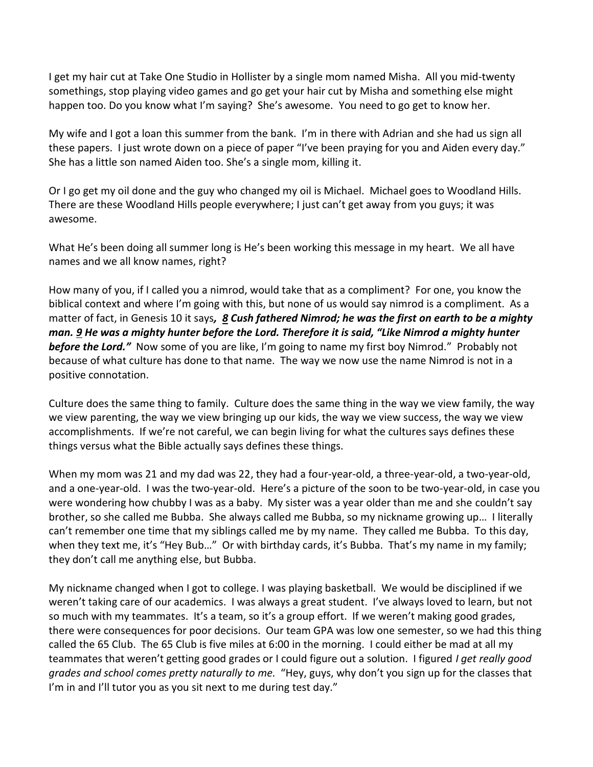I get my hair cut at Take One Studio in Hollister by a single mom named Misha. All you mid-twenty somethings, stop playing video games and go get your hair cut by Misha and something else might happen too. Do you know what I'm saying? She's awesome. You need to go get to know her.

My wife and I got a loan this summer from the bank. I'm in there with Adrian and she had us sign all these papers. I just wrote down on a piece of paper "I've been praying for you and Aiden every day." She has a little son named Aiden too. She's a single mom, killing it.

Or I go get my oil done and the guy who changed my oil is Michael. Michael goes to Woodland Hills. There are these Woodland Hills people everywhere; I just can't get away from you guys; it was awesome.

What He's been doing all summer long is He's been working this message in my heart. We all have names and we all know names, right?

How many of you, if I called you a nimrod, would take that as a compliment? For one, you know the biblical context and where I'm going with this, but none of us would say nimrod is a compliment. As a matter of fact, in Genesis 10 it says***, 8 Cush fathered Nimrod; he was the first on earth to be a mighty man. 9 He was a mighty hunter before the Lord. Therefore it is said, "Like Nimrod a mighty hunter before the Lord."*** Now some of you are like, I'm going to name my first boy Nimrod." Probably not because of what culture has done to that name. The way we now use the name Nimrod is not in a positive connotation.

Culture does the same thing to family. Culture does the same thing in the way we view family, the way we view parenting, the way we view bringing up our kids, the way we view success, the way we view accomplishments. If we're not careful, we can begin living for what the cultures says defines these things versus what the Bible actually says defines these things.

When my mom was 21 and my dad was 22, they had a four-year-old, a three-year-old, a two-year-old, and a one-year-old. I was the two-year-old. Here's a picture of the soon to be two-year-old, in case you were wondering how chubby I was as a baby. My sister was a year older than me and she couldn't say brother, so she called me Bubba. She always called me Bubba, so my nickname growing up… I literally can't remember one time that my siblings called me by my name. They called me Bubba. To this day, when they text me, it's "Hey Bub…" Or with birthday cards, it's Bubba. That's my name in my family; they don't call me anything else, but Bubba.

My nickname changed when I got to college. I was playing basketball. We would be disciplined if we weren't taking care of our academics. I was always a great student. I've always loved to learn, but not so much with my teammates. It's a team, so it's a group effort. If we weren't making good grades, there were consequences for poor decisions. Our team GPA was low one semester, so we had this thing called the 65 Club. The 65 Club is five miles at 6:00 in the morning. I could either be mad at all my teammates that weren't getting good grades or I could figure out a solution. I figured *I get really good grades and school comes pretty naturally to me.* "Hey, guys, why don't you sign up for the classes that I'm in and I'll tutor you as you sit next to me during test day."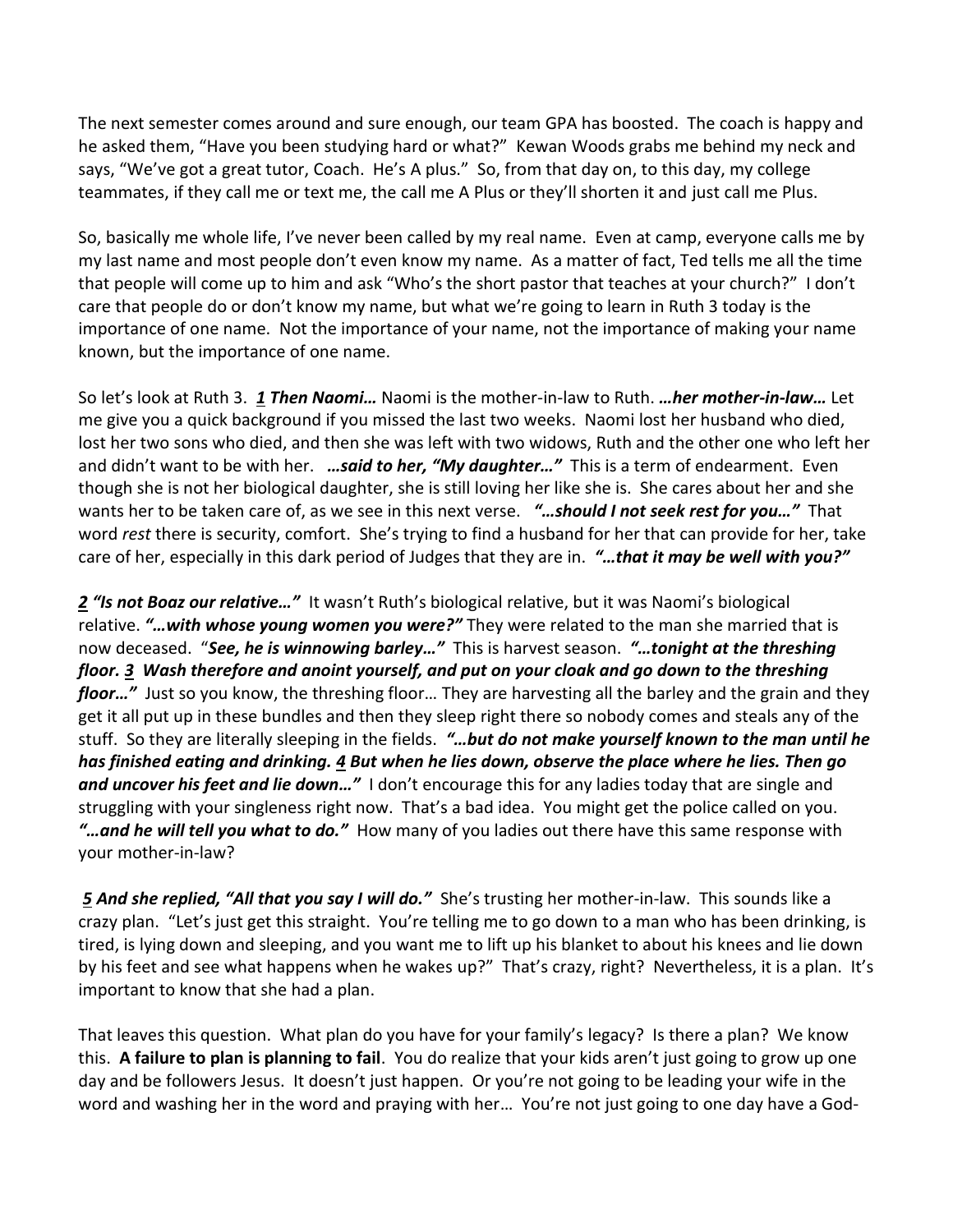The next semester comes around and sure enough, our team GPA has boosted. The coach is happy and he asked them, "Have you been studying hard or what?" Kewan Woods grabs me behind my neck and says, "We've got a great tutor, Coach. He's A plus." So, from that day on, to this day, my college teammates, if they call me or text me, the call me A Plus or they'll shorten it and just call me Plus.

So, basically me whole life, I've never been called by my real name. Even at camp, everyone calls me by my last name and most people don't even know my name. As a matter of fact, Ted tells me all the time that people will come up to him and ask "Who's the short pastor that teaches at your church?" I don't care that people do or don't know my name, but what we're going to learn in Ruth 3 today is the importance of one name. Not the importance of your name, not the importance of making your name known, but the importance of one name.

So let's look at Ruth 3. ***1 Then Naomi…*** Naomi is the mother-in-law to Ruth. ***…her mother-in-law…*** Let me give you a quick background if you missed the last two weeks. Naomi lost her husband who died, lost her two sons who died, and then she was left with two widows, Ruth and the other one who left her and didn't want to be with her. ***…said to her, "My daughter…"*** This is a term of endearment. Even though she is not her biological daughter, she is still loving her like she is. She cares about her and she wants her to be taken care of, as we see in this next verse. ***"…should I not seek rest for you…"*** That word *rest* there is security, comfort. She's trying to find a husband for her that can provide for her, take care of her, especially in this dark period of Judges that they are in. ***"…that it may be well with you?"***

***2 "Is not Boaz our relative…"*** It wasn't Ruth's biological relative, but it was Naomi's biological relative. ***"…with whose young women you were?"*** They were related to the man she married that is now deceased. "***See, he is winnowing barley…"*** This is harvest season. ***"…tonight at the threshing floor. 3 Wash therefore and anoint yourself, and put on your cloak and go down to the threshing floor…"*** Just so you know, the threshing floor… They are harvesting all the barley and the grain and they get it all put up in these bundles and then they sleep right there so nobody comes and steals any of the stuff. So they are literally sleeping in the fields. ***"…but do not make yourself known to the man until he has finished eating and drinking. 4 But when he lies down, observe the place where he lies. Then go and uncover his feet and lie down…"*** I don't encourage this for any ladies today that are single and struggling with your singleness right now. That's a bad idea. You might get the police called on you. ***"…and he will tell you what to do."*** How many of you ladies out there have this same response with your mother-in-law?

***5 And she replied, "All that you say I will do."*** She's trusting her mother-in-law. This sounds like a crazy plan. "Let's just get this straight. You're telling me to go down to a man who has been drinking, is tired, is lying down and sleeping, and you want me to lift up his blanket to about his knees and lie down by his feet and see what happens when he wakes up?" That's crazy, right? Nevertheless, it is a plan. It's important to know that she had a plan.

That leaves this question. What plan do you have for your family's legacy? Is there a plan? We know this. **A failure to plan is planning to fail**. You do realize that your kids aren't just going to grow up one day and be followers Jesus. It doesn't just happen. Or you're not going to be leading your wife in the word and washing her in the word and praying with her… You're not just going to one day have a God-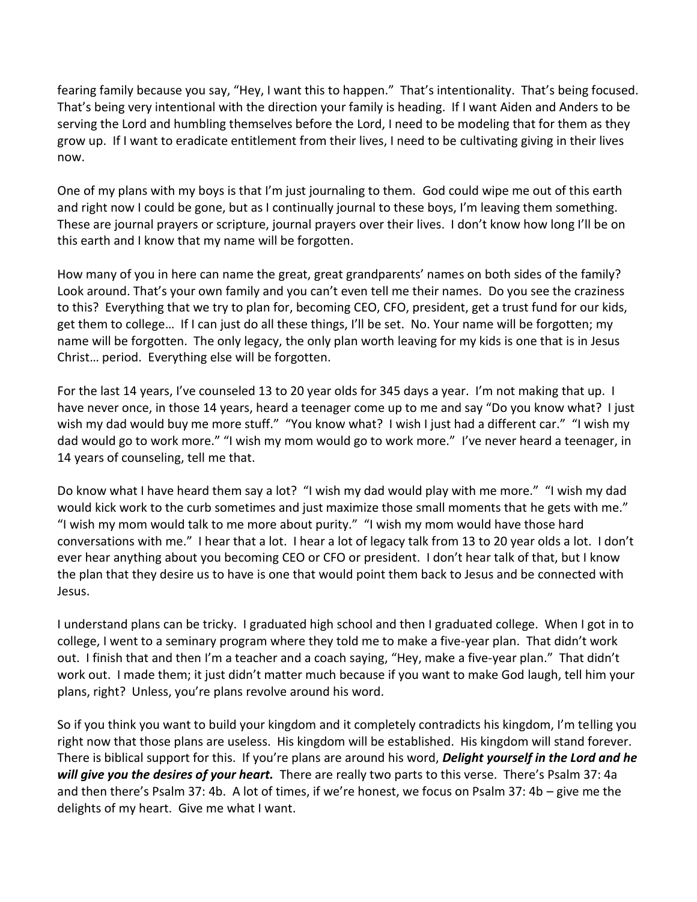fearing family because you say, "Hey, I want this to happen." That's intentionality. That's being focused. That's being very intentional with the direction your family is heading. If I want Aiden and Anders to be serving the Lord and humbling themselves before the Lord, I need to be modeling that for them as they grow up. If I want to eradicate entitlement from their lives, I need to be cultivating giving in their lives now.

One of my plans with my boys is that I'm just journaling to them. God could wipe me out of this earth and right now I could be gone, but as I continually journal to these boys, I'm leaving them something. These are journal prayers or scripture, journal prayers over their lives. I don't know how long I'll be on this earth and I know that my name will be forgotten.

How many of you in here can name the great, great grandparents' names on both sides of the family? Look around. That's your own family and you can't even tell me their names. Do you see the craziness to this? Everything that we try to plan for, becoming CEO, CFO, president, get a trust fund for our kids, get them to college… If I can just do all these things, I'll be set. No. Your name will be forgotten; my name will be forgotten. The only legacy, the only plan worth leaving for my kids is one that is in Jesus Christ… period. Everything else will be forgotten.

For the last 14 years, I've counseled 13 to 20 year olds for 345 days a year. I'm not making that up. I have never once, in those 14 years, heard a teenager come up to me and say "Do you know what? I just wish my dad would buy me more stuff." "You know what? I wish I just had a different car." "I wish my dad would go to work more." "I wish my mom would go to work more." I've never heard a teenager, in 14 years of counseling, tell me that.

Do know what I have heard them say a lot? "I wish my dad would play with me more." "I wish my dad would kick work to the curb sometimes and just maximize those small moments that he gets with me." "I wish my mom would talk to me more about purity." "I wish my mom would have those hard conversations with me." I hear that a lot. I hear a lot of legacy talk from 13 to 20 year olds a lot. I don't ever hear anything about you becoming CEO or CFO or president. I don't hear talk of that, but I know the plan that they desire us to have is one that would point them back to Jesus and be connected with Jesus.

I understand plans can be tricky. I graduated high school and then I graduated college. When I got in to college, I went to a seminary program where they told me to make a five-year plan. That didn't work out. I finish that and then I'm a teacher and a coach saying, "Hey, make a five-year plan." That didn't work out. I made them; it just didn't matter much because if you want to make God laugh, tell him your plans, right? Unless, you're plans revolve around his word.

So if you think you want to build your kingdom and it completely contradicts his kingdom, I'm telling you right now that those plans are useless. His kingdom will be established. His kingdom will stand forever. There is biblical support for this. If you're plans are around his word, ***Delight yourself in the Lord and he will give you the desires of your heart.*** There are really two parts to this verse. There's Psalm 37: 4a and then there's Psalm 37: 4b. A lot of times, if we're honest, we focus on Psalm 37: 4b – give me the delights of my heart. Give me what I want.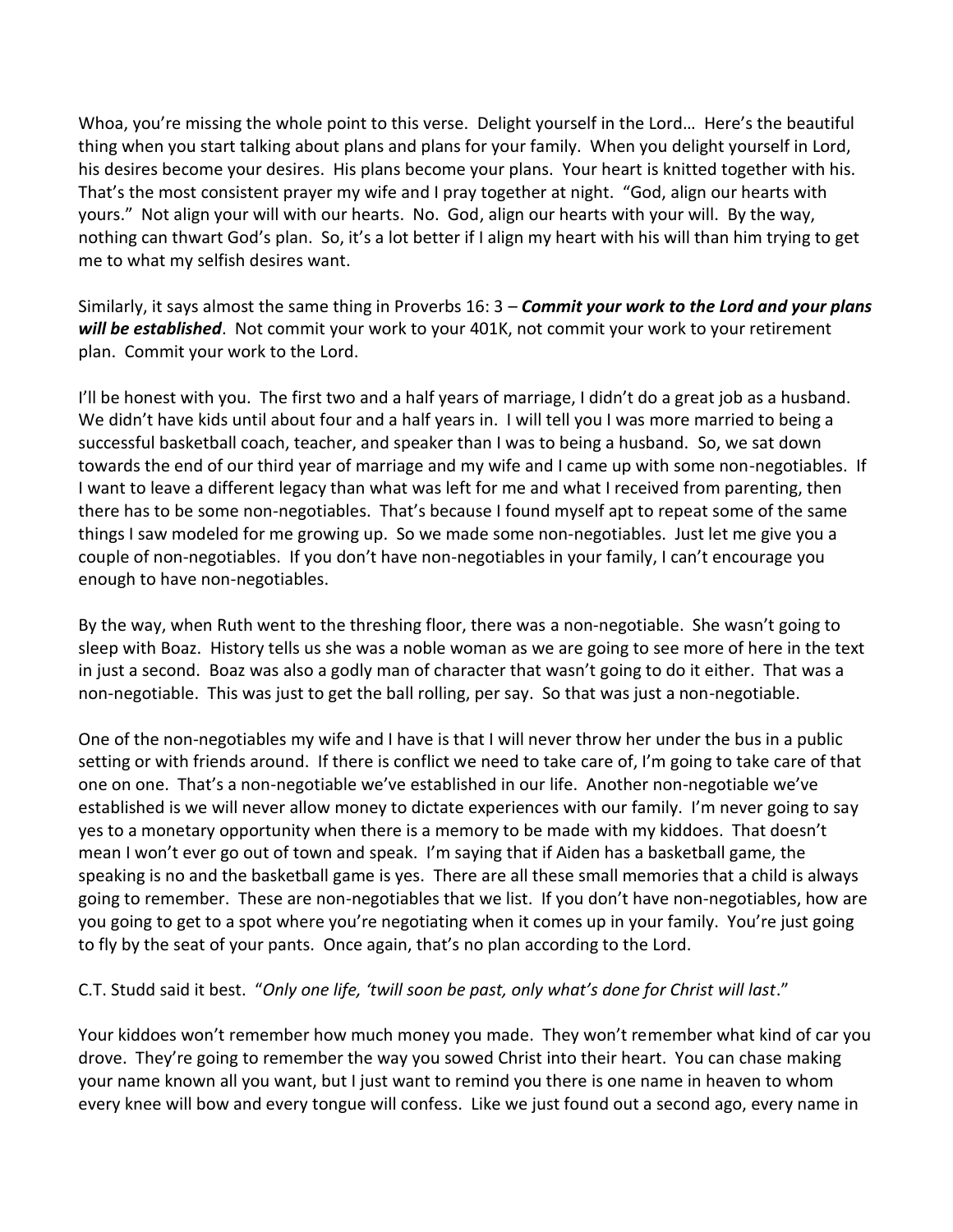Whoa, you're missing the whole point to this verse. Delight yourself in the Lord… Here's the beautiful thing when you start talking about plans and plans for your family. When you delight yourself in Lord, his desires become your desires. His plans become your plans. Your heart is knitted together with his. That's the most consistent prayer my wife and I pray together at night. "God, align our hearts with yours." Not align your will with our hearts. No. God, align our hearts with your will. By the way, nothing can thwart God's plan. So, it's a lot better if I align my heart with his will than him trying to get me to what my selfish desires want.

Similarly, it says almost the same thing in Proverbs 16: 3 – ***Commit your work to the Lord and your plans will be established***. Not commit your work to your 401K, not commit your work to your retirement plan. Commit your work to the Lord.

I'll be honest with you. The first two and a half years of marriage, I didn't do a great job as a husband. We didn't have kids until about four and a half years in. I will tell you I was more married to being a successful basketball coach, teacher, and speaker than I was to being a husband. So, we sat down towards the end of our third year of marriage and my wife and I came up with some non-negotiables. If I want to leave a different legacy than what was left for me and what I received from parenting, then there has to be some non-negotiables. That's because I found myself apt to repeat some of the same things I saw modeled for me growing up. So we made some non-negotiables. Just let me give you a couple of non-negotiables. If you don't have non-negotiables in your family, I can't encourage you enough to have non-negotiables.

By the way, when Ruth went to the threshing floor, there was a non-negotiable. She wasn't going to sleep with Boaz. History tells us she was a noble woman as we are going to see more of here in the text in just a second. Boaz was also a godly man of character that wasn't going to do it either. That was a non-negotiable. This was just to get the ball rolling, per say. So that was just a non-negotiable.

One of the non-negotiables my wife and I have is that I will never throw her under the bus in a public setting or with friends around. If there is conflict we need to take care of, I'm going to take care of that one on one. That's a non-negotiable we've established in our life. Another non-negotiable we've established is we will never allow money to dictate experiences with our family. I'm never going to say yes to a monetary opportunity when there is a memory to be made with my kiddoes. That doesn't mean I won't ever go out of town and speak. I'm saying that if Aiden has a basketball game, the speaking is no and the basketball game is yes. There are all these small memories that a child is always going to remember. These are non-negotiables that we list. If you don't have non-negotiables, how are you going to get to a spot where you're negotiating when it comes up in your family. You're just going to fly by the seat of your pants. Once again, that's no plan according to the Lord.

C.T. Studd said it best. "*Only one life, 'twill soon be past, only what's done for Christ will last*."

Your kiddoes won't remember how much money you made. They won't remember what kind of car you drove. They're going to remember the way you sowed Christ into their heart. You can chase making your name known all you want, but I just want to remind you there is one name in heaven to whom every knee will bow and every tongue will confess. Like we just found out a second ago, every name in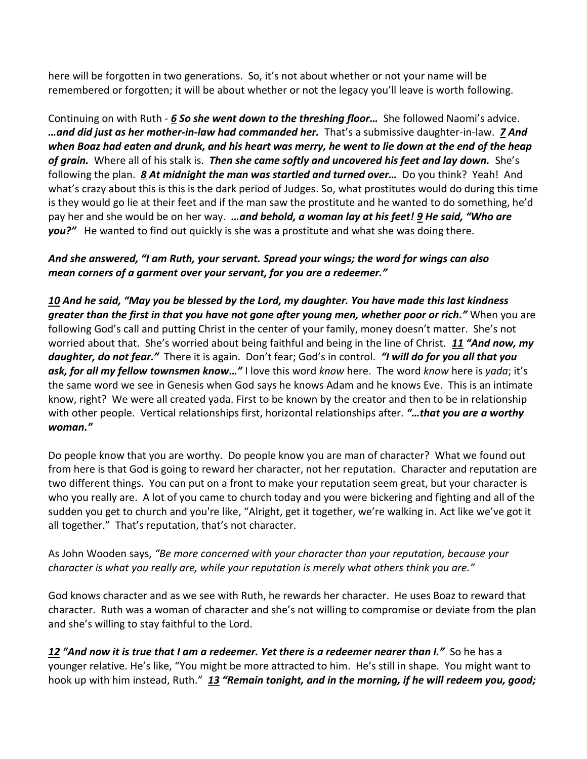here will be forgotten in two generations. So, it's not about whether or not your name will be remembered or forgotten; it will be about whether or not the legacy you'll leave is worth following.

Continuing on with Ruth - ***6** **So she went down to the threshing floor…*** She followed Naomi's advice. ***…and did just as her mother-in-law had commanded her.*** That's a submissive daughter-in-law. ***7** **And when Boaz had eaten and drunk, and his heart was merry, he went to lie down at the end of the heap of grain.*** Where all of his stalk is. ***Then she came softly and uncovered his feet and lay down.*** She's following the plan. ***8** **At midnight the man was startled and turned over…*** Do you think? Yeah! And what's crazy about this is this is the dark period of Judges. So, what prostitutes would do during this time is they would go lie at their feet and if the man saw the prostitute and he wanted to do something, he'd pay her and she would be on her way. ***…and behold, a woman lay at his feet! 9 He said, "Who are you?"*** He wanted to find out quickly is she was a prostitute and what she was doing there.

***And she answered, "I am Ruth, your servant. Spread your wings; the word for wings can also mean corners of a garment over your servant, for you are a redeemer."***

***10** **And he said, "May you be blessed by the Lord, my daughter. You have made this last kindness greater than the first in that you have not gone after young men, whether poor or rich."*** When you are following God's call and putting Christ in the center of your family, money doesn't matter. She's not worried about that. She's worried about being faithful and being in the line of Christ. ***11** **"And now, my daughter, do not fear."*** There it is again. Don't fear; God's in control. ***"I will do for you all that you ask, for all my fellow townsmen know…"*** I love this word *know* here. The word *know* here is *yada*; it's the same word we see in Genesis when God says he knows Adam and he knows Eve. This is an intimate know, right? We were all created yada. First to be known by the creator and then to be in relationship with other people. Vertical relationships first, horizontal relationships after. ***"…that you are a worthy woman."***

Do people know that you are worthy. Do people know you are man of character? What we found out from here is that God is going to reward her character, not her reputation. Character and reputation are two different things. You can put on a front to make your reputation seem great, but your character is who you really are. A lot of you came to church today and you were bickering and fighting and all of the sudden you get to church and you're like, "Alright, get it together, we're walking in. Act like we've got it all together." That's reputation, that's not character.

As John Wooden says, *"Be more concerned with your character than your reputation, because your character is what you really are, while your reputation is merely what others think you are."*

God knows character and as we see with Ruth, he rewards her character. He uses Boaz to reward that character. Ruth was a woman of character and she's not willing to compromise or deviate from the plan and she's willing to stay faithful to the Lord.

***12** **"And now it is true that I am a redeemer. Yet there is a redeemer nearer than I."*** So he has a younger relative. He's like, "You might be more attracted to him. He's still in shape. You might want to hook up with him instead, Ruth." ***13** **"Remain tonight, and in the morning, if he will redeem you, good;***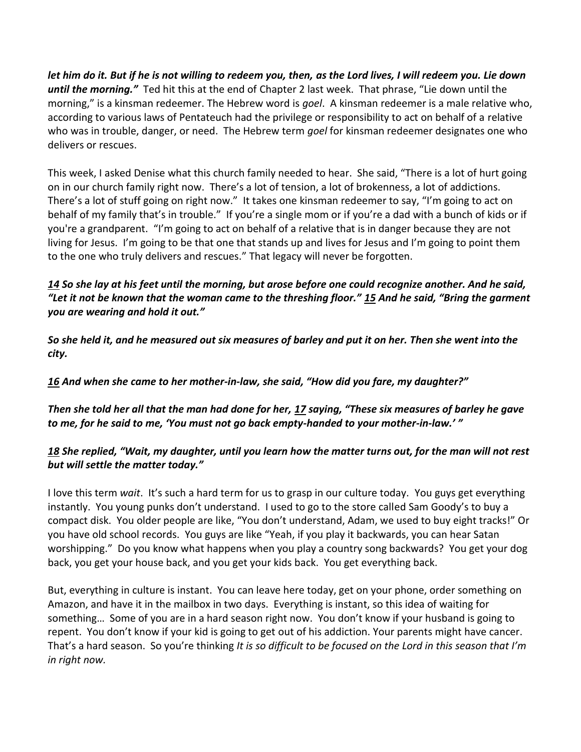***let him do it. But if he is not willing to redeem you, then, as the Lord lives, I will redeem you. Lie down until the morning."*** Ted hit this at the end of Chapter 2 last week. That phrase, "Lie down until the morning," is a kinsman redeemer. The Hebrew word is *goel*. A kinsman redeemer is a male relative who, according to various laws of Pentateuch had the privilege or responsibility to act on behalf of a relative who was in trouble, danger, or need. The Hebrew term *goel* for kinsman redeemer designates one who delivers or rescues.

This week, I asked Denise what this church family needed to hear. She said, "There is a lot of hurt going on in our church family right now. There's a lot of tension, a lot of brokenness, a lot of addictions. There's a lot of stuff going on right now." It takes one kinsman redeemer to say, "I'm going to act on behalf of my family that's in trouble." If you're a single mom or if you're a dad with a bunch of kids or if you're a grandparent. "I'm going to act on behalf of a relative that is in danger because they are not living for Jesus. I'm going to be that one that stands up and lives for Jesus and I'm going to point them to the one who truly delivers and rescues." That legacy will never be forgotten.

***14 So she lay at his feet until the morning, but arose before one could recognize another. And he said, "Let it not be known that the woman came to the threshing floor." 15 And he said, "Bring the garment you are wearing and hold it out."***

***So she held it, and he measured out six measures of barley and put it on her. Then she went into the city.***

***16 And when she came to her mother-in-law, she said, "How did you fare, my daughter?"***

***Then she told her all that the man had done for her, 17 saying, "These six measures of barley he gave to me, for he said to me, 'You must not go back empty-handed to your mother-in-law.' "***

***18 She replied, "Wait, my daughter, until you learn how the matter turns out, for the man will not rest but will settle the matter today."***

I love this term *wait*. It's such a hard term for us to grasp in our culture today. You guys get everything instantly. You young punks don't understand. I used to go to the store called Sam Goody's to buy a compact disk. You older people are like, "You don't understand, Adam, we used to buy eight tracks!" Or you have old school records. You guys are like "Yeah, if you play it backwards, you can hear Satan worshipping." Do you know what happens when you play a country song backwards? You get your dog back, you get your house back, and you get your kids back. You get everything back.

But, everything in culture is instant. You can leave here today, get on your phone, order something on Amazon, and have it in the mailbox in two days. Everything is instant, so this idea of waiting for something… Some of you are in a hard season right now. You don't know if your husband is going to repent. You don't know if your kid is going to get out of his addiction. Your parents might have cancer. That's a hard season. So you're thinking *It is so difficult to be focused on the Lord in this season that I'm in right now*.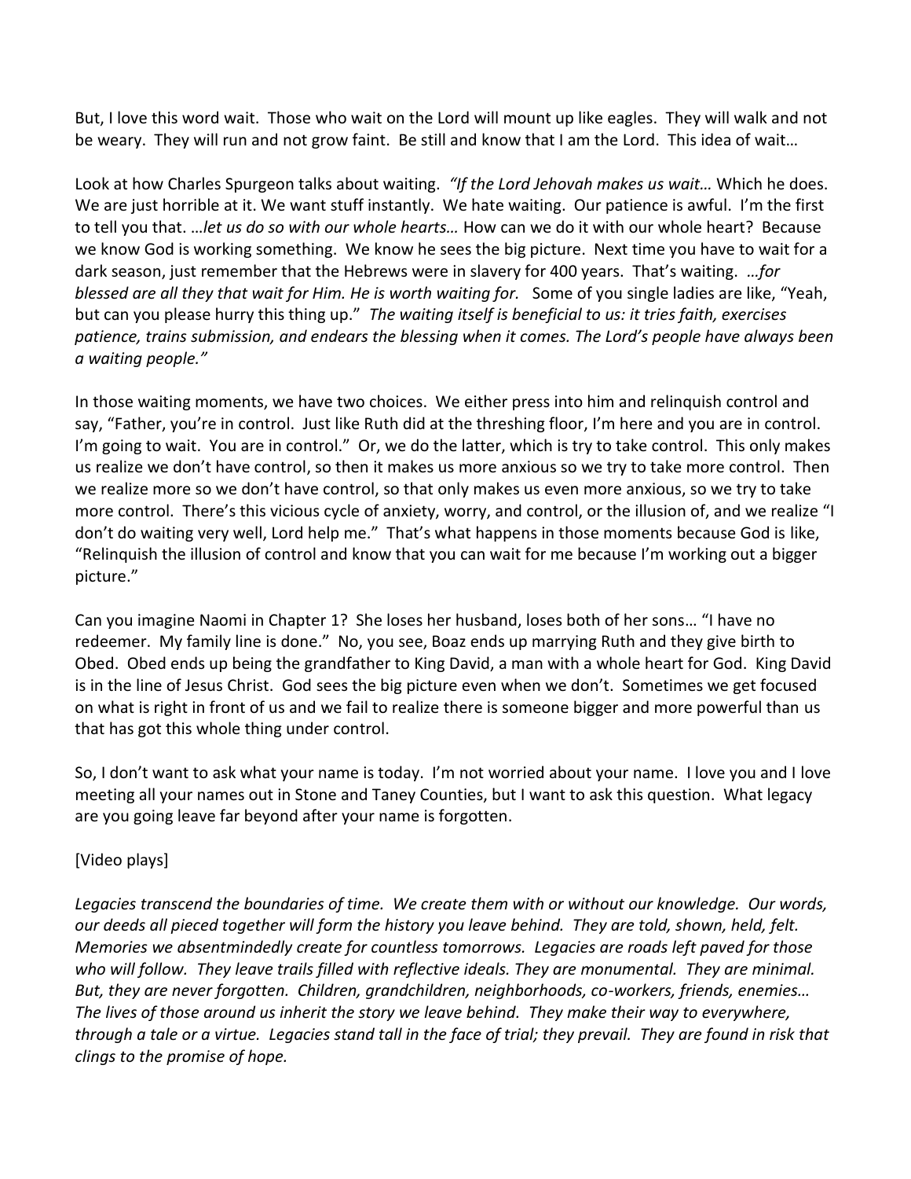But, I love this word wait. Those who wait on the Lord will mount up like eagles. They will walk and not be weary. They will run and not grow faint. Be still and know that I am the Lord. This idea of wait…

Look at how Charles Spurgeon talks about waiting. *"If the Lord Jehovah makes us wait…* Which he does. We are just horrible at it. We want stuff instantly. We hate waiting. Our patience is awful. I'm the first to tell you that. *…let us do so with our whole hearts…* How can we do it with our whole heart? Because we know God is working something. We know he sees the big picture. Next time you have to wait for a dark season, just remember that the Hebrews were in slavery for 400 years. That's waiting. *…for blessed are all they that wait for Him. He is worth waiting for.* Some of you single ladies are like, "Yeah, but can you please hurry this thing up." *The waiting itself is beneficial to us: it tries faith, exercises patience, trains submission, and endears the blessing when it comes. The Lord's people have always been a waiting people."*

In those waiting moments, we have two choices. We either press into him and relinquish control and say, "Father, you're in control. Just like Ruth did at the threshing floor, I'm here and you are in control. I'm going to wait. You are in control." Or, we do the latter, which is try to take control. This only makes us realize we don't have control, so then it makes us more anxious so we try to take more control. Then we realize more so we don't have control, so that only makes us even more anxious, so we try to take more control. There's this vicious cycle of anxiety, worry, and control, or the illusion of, and we realize "I don't do waiting very well, Lord help me." That's what happens in those moments because God is like, "Relinquish the illusion of control and know that you can wait for me because I'm working out a bigger picture."

Can you imagine Naomi in Chapter 1? She loses her husband, loses both of her sons… "I have no redeemer. My family line is done." No, you see, Boaz ends up marrying Ruth and they give birth to Obed. Obed ends up being the grandfather to King David, a man with a whole heart for God. King David is in the line of Jesus Christ. God sees the big picture even when we don't. Sometimes we get focused on what is right in front of us and we fail to realize there is someone bigger and more powerful than us that has got this whole thing under control.

So, I don't want to ask what your name is today. I'm not worried about your name. I love you and I love meeting all your names out in Stone and Taney Counties, but I want to ask this question. What legacy are you going leave far beyond after your name is forgotten.

[Video plays]

*Legacies transcend the boundaries of time. We create them with or without our knowledge. Our words, our deeds all pieced together will form the history you leave behind. They are told, shown, held, felt. Memories we absentmindedly create for countless tomorrows. Legacies are roads left paved for those who will follow. They leave trails filled with reflective ideals. They are monumental. They are minimal. But, they are never forgotten. Children, grandchildren, neighborhoods, co-workers, friends, enemies… The lives of those around us inherit the story we leave behind. They make their way to everywhere, through a tale or a virtue. Legacies stand tall in the face of trial; they prevail. They are found in risk that clings to the promise of hope.*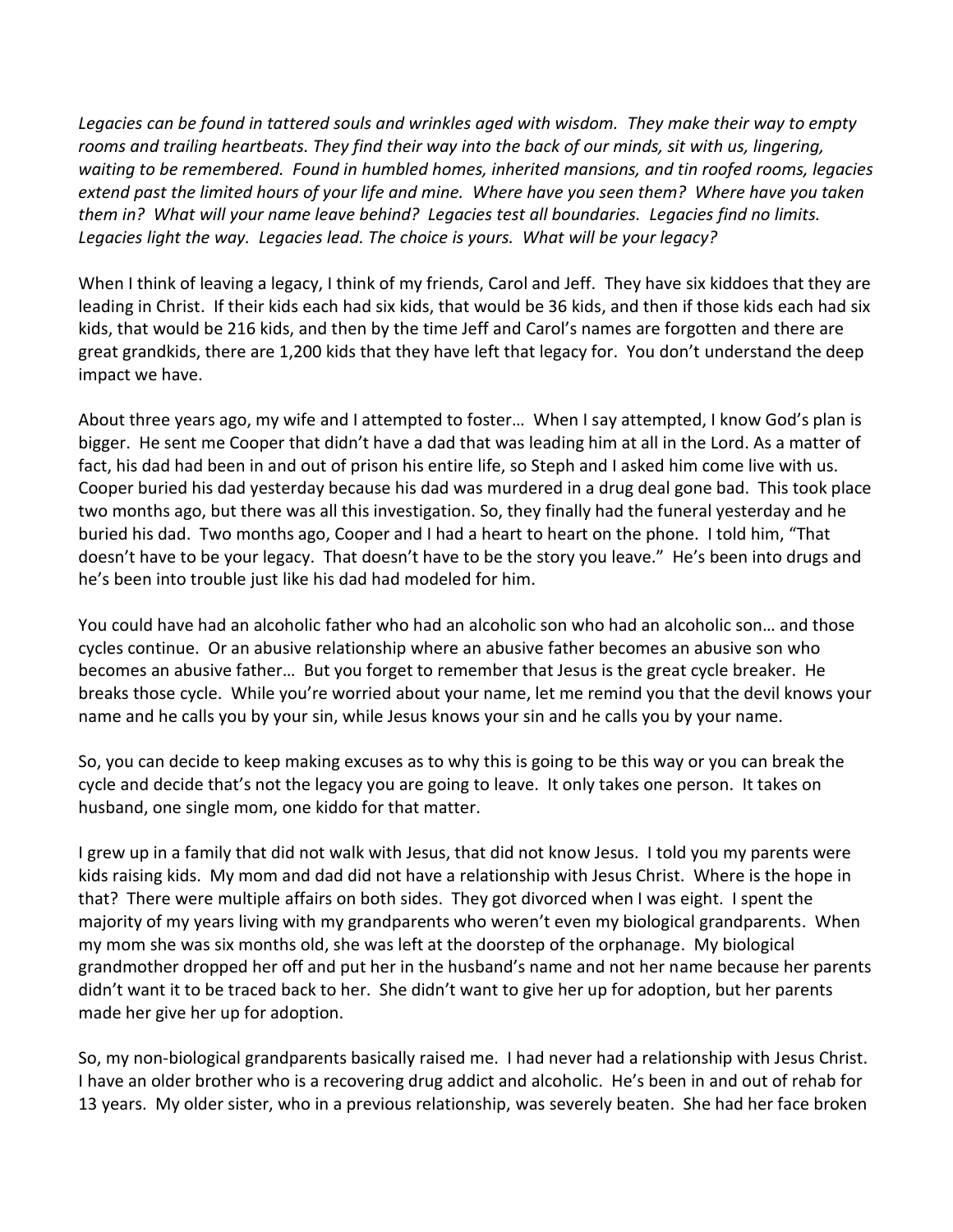*Legacies can be found in tattered souls and wrinkles aged with wisdom. They make their way to empty rooms and trailing heartbeats. They find their way into the back of our minds, sit with us, lingering, waiting to be remembered. Found in humbled homes, inherited mansions, and tin roofed rooms, legacies extend past the limited hours of your life and mine. Where have you seen them? Where have you taken them in? What will your name leave behind? Legacies test all boundaries. Legacies find no limits. Legacies light the way. Legacies lead. The choice is yours. What will be your legacy?*

When I think of leaving a legacy, I think of my friends, Carol and Jeff. They have six kiddoes that they are leading in Christ. If their kids each had six kids, that would be 36 kids, and then if those kids each had six kids, that would be 216 kids, and then by the time Jeff and Carol's names are forgotten and there are great grandkids, there are 1,200 kids that they have left that legacy for. You don't understand the deep impact we have.

About three years ago, my wife and I attempted to foster… When I say attempted, I know God's plan is bigger. He sent me Cooper that didn't have a dad that was leading him at all in the Lord. As a matter of fact, his dad had been in and out of prison his entire life, so Steph and I asked him come live with us. Cooper buried his dad yesterday because his dad was murdered in a drug deal gone bad. This took place two months ago, but there was all this investigation. So, they finally had the funeral yesterday and he buried his dad. Two months ago, Cooper and I had a heart to heart on the phone. I told him, "That doesn't have to be your legacy. That doesn't have to be the story you leave." He's been into drugs and he's been into trouble just like his dad had modeled for him.

You could have had an alcoholic father who had an alcoholic son who had an alcoholic son… and those cycles continue. Or an abusive relationship where an abusive father becomes an abusive son who becomes an abusive father… But you forget to remember that Jesus is the great cycle breaker. He breaks those cycle. While you're worried about your name, let me remind you that the devil knows your name and he calls you by your sin, while Jesus knows your sin and he calls you by your name.

So, you can decide to keep making excuses as to why this is going to be this way or you can break the cycle and decide that's not the legacy you are going to leave. It only takes one person. It takes on husband, one single mom, one kiddo for that matter.

I grew up in a family that did not walk with Jesus, that did not know Jesus. I told you my parents were kids raising kids. My mom and dad did not have a relationship with Jesus Christ. Where is the hope in that? There were multiple affairs on both sides. They got divorced when I was eight. I spent the majority of my years living with my grandparents who weren't even my biological grandparents. When my mom she was six months old, she was left at the doorstep of the orphanage. My biological grandmother dropped her off and put her in the husband's name and not her name because her parents didn't want it to be traced back to her. She didn't want to give her up for adoption, but her parents made her give her up for adoption.

So, my non-biological grandparents basically raised me. I had never had a relationship with Jesus Christ. I have an older brother who is a recovering drug addict and alcoholic. He's been in and out of rehab for 13 years. My older sister, who in a previous relationship, was severely beaten. She had her face broken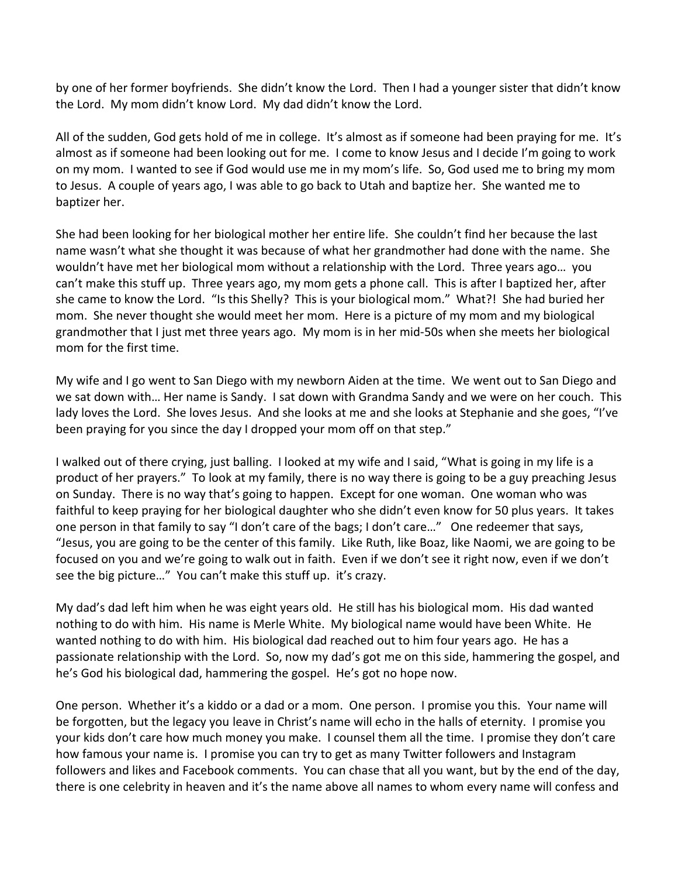by one of her former boyfriends. She didn't know the Lord. Then I had a younger sister that didn't know the Lord. My mom didn't know Lord. My dad didn't know the Lord.

All of the sudden, God gets hold of me in college. It's almost as if someone had been praying for me. It's almost as if someone had been looking out for me. I come to know Jesus and I decide I'm going to work on my mom. I wanted to see if God would use me in my mom's life. So, God used me to bring my mom to Jesus. A couple of years ago, I was able to go back to Utah and baptize her. She wanted me to baptizer her.

She had been looking for her biological mother her entire life. She couldn't find her because the last name wasn't what she thought it was because of what her grandmother had done with the name. She wouldn't have met her biological mom without a relationship with the Lord. Three years ago… you can't make this stuff up. Three years ago, my mom gets a phone call. This is after I baptized her, after she came to know the Lord. "Is this Shelly? This is your biological mom." What?! She had buried her mom. She never thought she would meet her mom. Here is a picture of my mom and my biological grandmother that I just met three years ago. My mom is in her mid-50s when she meets her biological mom for the first time.

My wife and I go went to San Diego with my newborn Aiden at the time. We went out to San Diego and we sat down with… Her name is Sandy. I sat down with Grandma Sandy and we were on her couch. This lady loves the Lord. She loves Jesus. And she looks at me and she looks at Stephanie and she goes, "I've been praying for you since the day I dropped your mom off on that step."

I walked out of there crying, just balling. I looked at my wife and I said, "What is going in my life is a product of her prayers." To look at my family, there is no way there is going to be a guy preaching Jesus on Sunday. There is no way that's going to happen. Except for one woman. One woman who was faithful to keep praying for her biological daughter who she didn't even know for 50 plus years. It takes one person in that family to say "I don't care of the bags; I don't care…" One redeemer that says, "Jesus, you are going to be the center of this family. Like Ruth, like Boaz, like Naomi, we are going to be focused on you and we're going to walk out in faith. Even if we don't see it right now, even if we don't see the big picture…" You can't make this stuff up. it's crazy.

My dad's dad left him when he was eight years old. He still has his biological mom. His dad wanted nothing to do with him. His name is Merle White. My biological name would have been White. He wanted nothing to do with him. His biological dad reached out to him four years ago. He has a passionate relationship with the Lord. So, now my dad's got me on this side, hammering the gospel, and he's God his biological dad, hammering the gospel. He's got no hope now.

One person. Whether it's a kiddo or a dad or a mom. One person. I promise you this. Your name will be forgotten, but the legacy you leave in Christ's name will echo in the halls of eternity. I promise you your kids don't care how much money you make. I counsel them all the time. I promise they don't care how famous your name is. I promise you can try to get as many Twitter followers and Instagram followers and likes and Facebook comments. You can chase that all you want, but by the end of the day, there is one celebrity in heaven and it's the name above all names to whom every name will confess and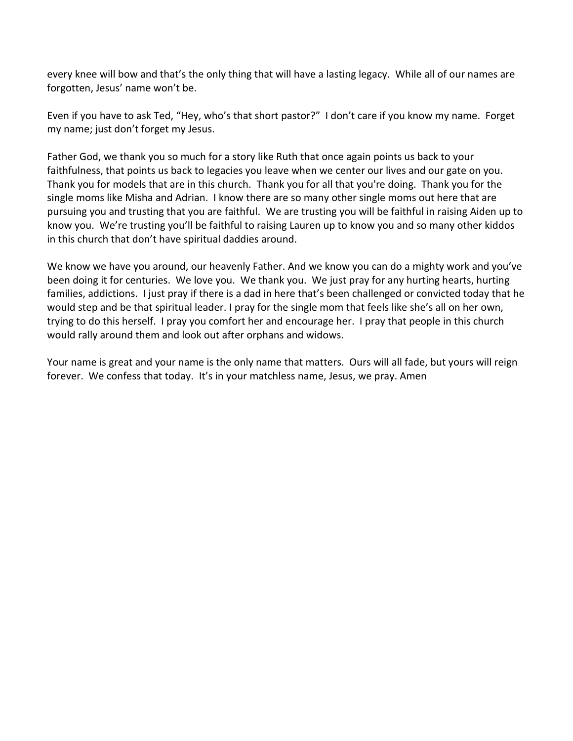every knee will bow and that's the only thing that will have a lasting legacy. While all of our names are forgotten, Jesus' name won't be.

Even if you have to ask Ted, "Hey, who's that short pastor?" I don't care if you know my name. Forget my name; just don't forget my Jesus.

Father God, we thank you so much for a story like Ruth that once again points us back to your faithfulness, that points us back to legacies you leave when we center our lives and our gate on you. Thank you for models that are in this church. Thank you for all that you're doing. Thank you for the single moms like Misha and Adrian. I know there are so many other single moms out here that are pursuing you and trusting that you are faithful. We are trusting you will be faithful in raising Aiden up to know you. We're trusting you'll be faithful to raising Lauren up to know you and so many other kiddos in this church that don't have spiritual daddies around.

We know we have you around, our heavenly Father. And we know you can do a mighty work and you've been doing it for centuries. We love you. We thank you. We just pray for any hurting hearts, hurting families, addictions. I just pray if there is a dad in here that's been challenged or convicted today that he would step and be that spiritual leader. I pray for the single mom that feels like she's all on her own, trying to do this herself. I pray you comfort her and encourage her. I pray that people in this church would rally around them and look out after orphans and widows.

Your name is great and your name is the only name that matters. Ours will all fade, but yours will reign forever. We confess that today. It's in your matchless name, Jesus, we pray. Amen